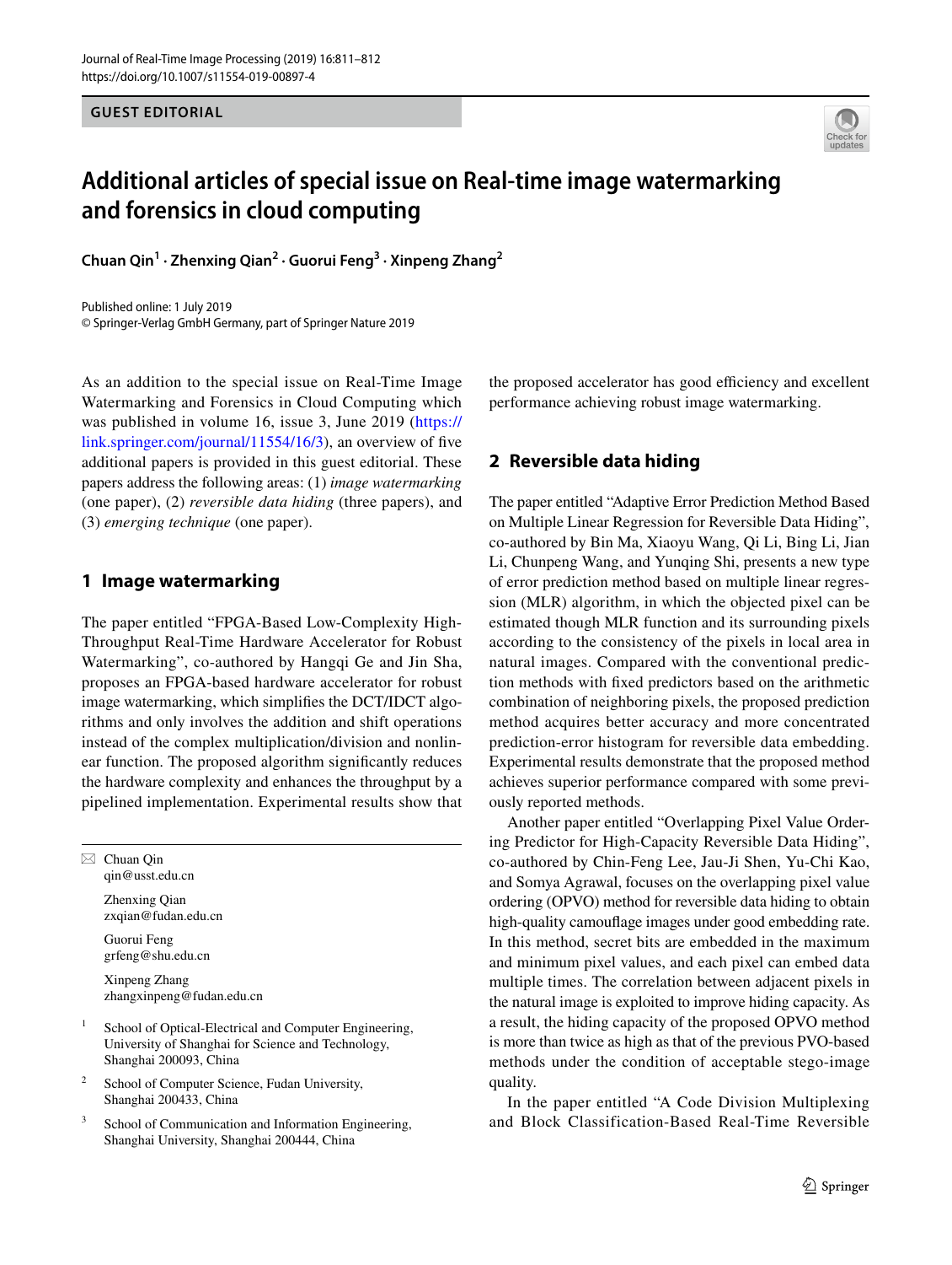GUEST EDITORIAL

# Additional articles of special issue on Real-time image watermarking and forensics in cloud computing

**Chuan Qin[1] · Zhenxing Qian[2] · Guorui Feng[3] · Xinpeng Zhang[2]**

Published online: 1 July 2019
© Springer-Verlag GmbH Germany, part of Springer Nature 2019

As an addition to the special issue on Real-Time Image Watermarking and Forensics in Cloud Computing which was published in volume 16, issue 3, June 2019 (https://link.springer.com/journal/11554/16/3), an overview of five additional papers is provided in this guest editorial. These papers address the following areas: (1) *image watermarking* (one paper), (2) *reversible data hiding* (three papers), and (3) *emerging technique* (one paper).

## 1 Image watermarking

The paper entitled "FPGA-Based Low-Complexity High-Throughput Real-Time Hardware Accelerator for Robust Watermarking", co-authored by Hangqi Ge and Jin Sha, proposes an FPGA-based hardware accelerator for robust image watermarking, which simplifies the DCT/IDCT algorithms and only involves the addition and shift operations instead of the complex multiplication/division and nonlinear function. The proposed algorithm significantly reduces the hardware complexity and enhances the throughput by a pipelined implementation. Experimental results show that the proposed accelerator has good efficiency and excellent performance achieving robust image watermarking.

## 2 Reversible data hiding

The paper entitled "Adaptive Error Prediction Method Based on Multiple Linear Regression for Reversible Data Hiding", co-authored by Bin Ma, Xiaoyu Wang, Qi Li, Bing Li, Jian Li, Chunpeng Wang, and Yunqing Shi, presents a new type of error prediction method based on multiple linear regression (MLR) algorithm, in which the objected pixel can be estimated though MLR function and its surrounding pixels according to the consistency of the pixels in local area in natural images. Compared with the conventional prediction methods with fixed predictors based on the arithmetic combination of neighboring pixels, the proposed prediction method acquires better accuracy and more concentrated prediction-error histogram for reversible data embedding. Experimental results demonstrate that the proposed method achieves superior performance compared with some previously reported methods.

Another paper entitled "Overlapping Pixel Value Ordering Predictor for High-Capacity Reversible Data Hiding", co-authored by Chin-Feng Lee, Jau-Ji Shen, Yu-Chi Kao, and Somya Agrawal, focuses on the overlapping pixel value ordering (OPVO) method for reversible data hiding to obtain high-quality camouflage images under good embedding rate. In this method, secret bits are embedded in the maximum and minimum pixel values, and each pixel can embed data multiple times. The correlation between adjacent pixels in the natural image is exploited to improve hiding capacity. As a result, the hiding capacity of the proposed OPVO method is more than twice as high as that of the previous PVO-based methods under the condition of acceptable stego-image quality.

In the paper entitled "A Code Division Multiplexing and Block Classification-Based Real-Time Reversible

---

✉ Chuan Qin
qin@usst.edu.cn

Zhenxing Qian
zxqian@fudan.edu.cn

Guorui Feng
grfeng@shu.edu.cn

Xinpeng Zhang
zhangxinpeng@fudan.edu.cn

[1] School of Optical-Electrical and Computer Engineering, University of Shanghai for Science and Technology, Shanghai 200093, China

[2] School of Computer Science, Fudan University, Shanghai 200433, China

[3] School of Communication and Information Engineering, Shanghai University, Shanghai 200444, China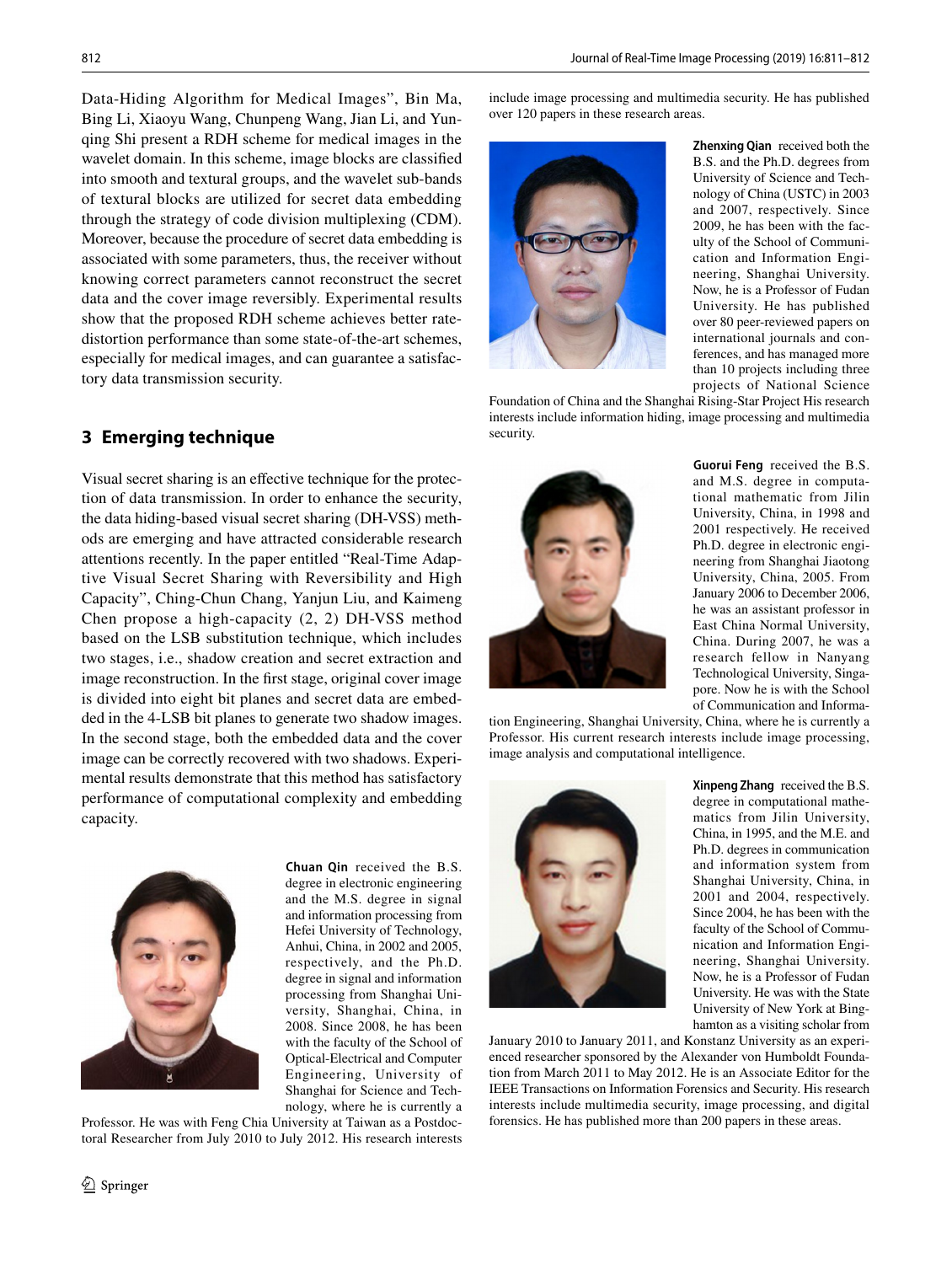Data-Hiding Algorithm for Medical Images", Bin Ma, Bing Li, Xiaoyu Wang, Chunpeng Wang, Jian Li, and Yunqing Shi present a RDH scheme for medical images in the wavelet domain. In this scheme, image blocks are classified into smooth and textural groups, and the wavelet sub-bands of textural blocks are utilized for secret data embedding through the strategy of code division multiplexing (CDM). Moreover, because the procedure of secret data embedding is associated with some parameters, thus, the receiver without knowing correct parameters cannot reconstruct the secret data and the cover image reversibly. Experimental results show that the proposed RDH scheme achieves better rate-distortion performance than some state-of-the-art schemes, especially for medical images, and can guarantee a satisfactory data transmission security.

## 3 Emerging technique

Visual secret sharing is an effective technique for the protection of data transmission. In order to enhance the security, the data hiding-based visual secret sharing (DH-VSS) methods are emerging and have attracted considerable research attentions recently. In the paper entitled "Real-Time Adaptive Visual Secret Sharing with Reversibility and High Capacity", Ching-Chun Chang, Yanjun Liu, and Kaimeng Chen propose a high-capacity (2, 2) DH-VSS method based on the LSB substitution technique, which includes two stages, i.e., shadow creation and secret extraction and image reconstruction. In the first stage, original cover image is divided into eight bit planes and secret data are embedded in the 4-LSB bit planes to generate two shadow images. In the second stage, both the embedded data and the cover image can be correctly recovered with two shadows. Experimental results demonstrate that this method has satisfactory performance of computational complexity and embedding capacity.

**Chuan Qin** received the B.S. degree in electronic engineering and the M.S. degree in signal and information processing from Hefei University of Technology, Anhui, China, in 2002 and 2005, respectively, and the Ph.D. degree in signal and information processing from Shanghai University, Shanghai, China, in 2008. Since 2008, he has been with the faculty of the School of Optical-Electrical and Computer Engineering, University of Shanghai for Science and Technology, where he is currently a Professor. He was with Feng Chia University at Taiwan as a Postdoctoral Researcher from July 2010 to July 2012. His research interests include image processing and multimedia security. He has published over 120 papers in these research areas.

**Zhenxing Qian** received both the B.S. and the Ph.D. degrees from University of Science and Technology of China (USTC) in 2003 and 2007, respectively. Since 2009, he has been with the faculty of the School of Communication and Information Engineering, Shanghai University. Now, he is a Professor of Fudan University. He has published over 80 peer-reviewed papers on international journals and conferences, and has managed more than 10 projects including three projects of National Science Foundation of China and the Shanghai Rising-Star Project His research interests include information hiding, image processing and multimedia security.

**Guorui Feng** received the B.S. and M.S. degree in computational mathematic from Jilin University, China, in 1998 and 2001 respectively. He received Ph.D. degree in electronic engineering from Shanghai Jiaotong University, China, 2005. From January 2006 to December 2006, he was an assistant professor in East China Normal University, China. During 2007, he was a research fellow in Nanyang Technological University, Singapore. Now he is with the School of Communication and Information Engineering, Shanghai University, China, where he is currently a Professor. His current research interests include image processing, image analysis and computational intelligence.

**Xinpeng Zhang** received the B.S. degree in computational mathematics from Jilin University, China, in 1995, and the M.E. and Ph.D. degrees in communication and information system from Shanghai University, China, in 2001 and 2004, respectively. Since 2004, he has been with the faculty of the School of Communication and Information Engineering, Shanghai University. Now, he is a Professor of Fudan University. He was with the State University of New York at Binghamton as a visiting scholar from January 2010 to January 2011, and Konstanz University as an experienced researcher sponsored by the Alexander von Humboldt Foundation from March 2011 to May 2012. He is an Associate Editor for the IEEE Transactions on Information Forensics and Security. His research interests include multimedia security, image processing, and digital forensics. He has published more than 200 papers in these areas.